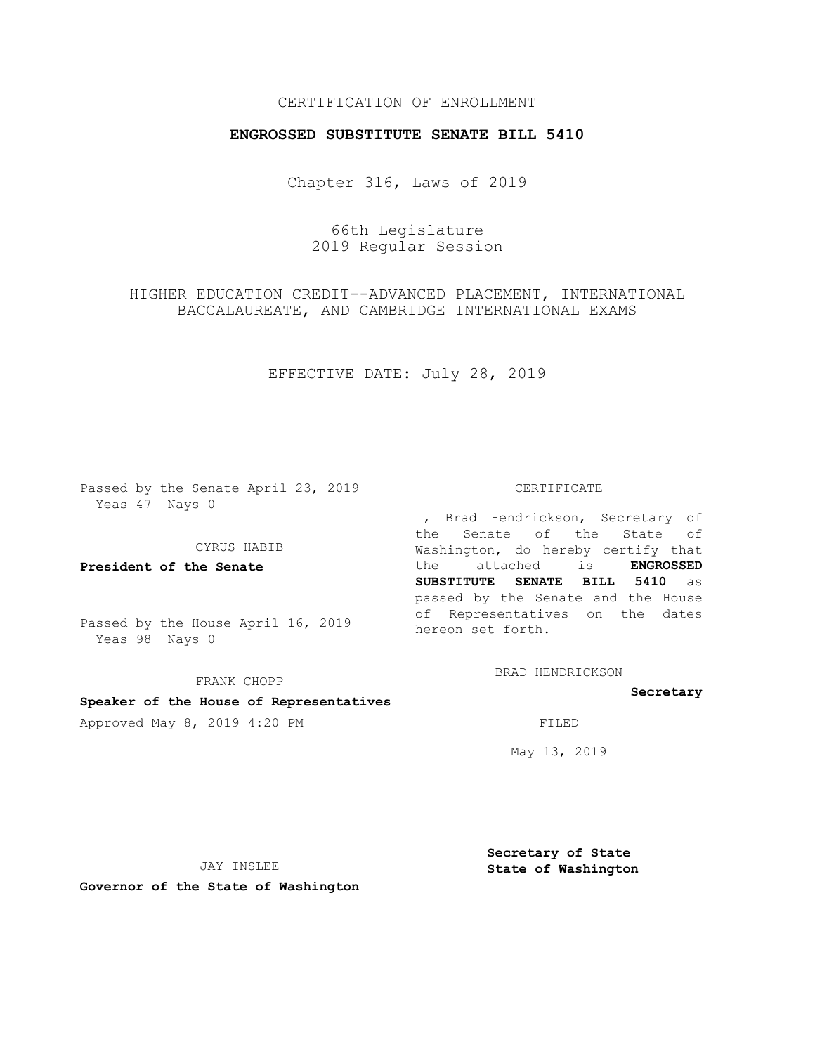CERTIFICATION OF ENROLLMENT

**ENGROSSED SUBSTITUTE SENATE BILL 5410**

Chapter 316, Laws of 2019

66th Legislature
2019 Regular Session

HIGHER EDUCATION CREDIT--ADVANCED PLACEMENT, INTERNATIONAL BACCALAUREATE, AND CAMBRIDGE INTERNATIONAL EXAMS

EFFECTIVE DATE: July 28, 2019

Passed by the Senate April 23, 2019
Yeas 47 Nays 0

CYRUS HABIB

**President of the Senate**

Passed by the House April 16, 2019
Yeas 98 Nays 0

FRANK CHOPP

**Speaker of the House of Representatives**

Approved May 8, 2019 4:20 PM

JAY INSLEE

**Governor of the State of Washington**

CERTIFICATE

I, Brad Hendrickson, Secretary of the Senate of the State of Washington, do hereby certify that the attached is **ENGROSSED SUBSTITUTE SENATE BILL 5410** as passed by the Senate and the House of Representatives on the dates hereon set forth.

BRAD HENDRICKSON

**Secretary**

FILED

May 13, 2019

**Secretary of State
State of Washington**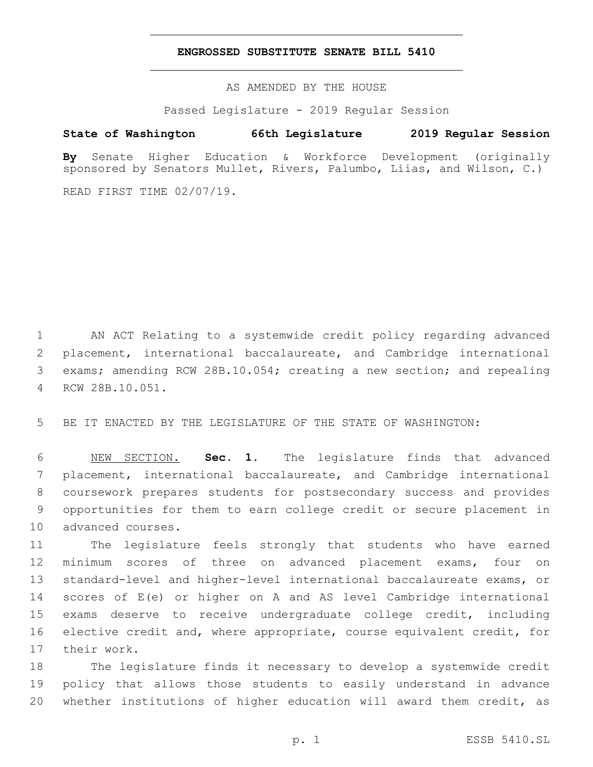**ENGROSSED SUBSTITUTE SENATE BILL 5410**

AS AMENDED BY THE HOUSE

Passed Legislature - 2019 Regular Session

**State of Washington 66th Legislature 2019 Regular Session**

**By** Senate Higher Education & Workforce Development (originally sponsored by Senators Mullet, Rivers, Palumbo, Liias, and Wilson, C.)

READ FIRST TIME 02/07/19.

1 AN ACT Relating to a systemwide credit policy regarding advanced
2 placement, international baccalaureate, and Cambridge international
3 exams; amending RCW 28B.10.054; creating a new section; and repealing
4 RCW 28B.10.051.

5 BE IT ENACTED BY THE LEGISLATURE OF THE STATE OF WASHINGTON:

6 NEW SECTION. **Sec. 1.** The legislature finds that advanced
7 placement, international baccalaureate, and Cambridge international
8 coursework prepares students for postsecondary success and provides
9 opportunities for them to earn college credit or secure placement in
10 advanced courses.

11 The legislature feels strongly that students who have earned
12 minimum scores of three on advanced placement exams, four on
13 standard-level and higher-level international baccalaureate exams, or
14 scores of E(e) or higher on A and AS level Cambridge international
15 exams deserve to receive undergraduate college credit, including
16 elective credit and, where appropriate, course equivalent credit, for
17 their work.

18 The legislature finds it necessary to develop a systemwide credit
19 policy that allows those students to easily understand in advance
20 whether institutions of higher education will award them credit, as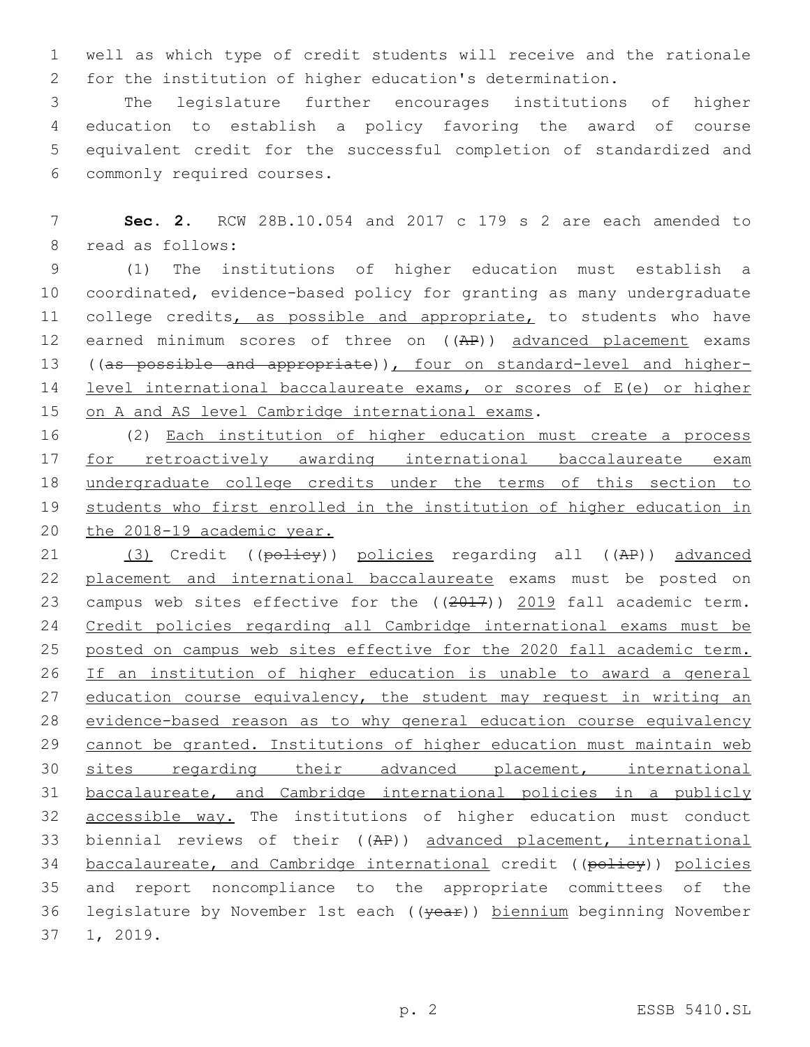well as which type of credit students will receive and the rationale for the institution of higher education's determination.

The legislature further encourages institutions of higher education to establish a policy favoring the award of course equivalent credit for the successful completion of standardized and commonly required courses.

**Sec. 2.** RCW 28B.10.054 and 2017 c 179 s 2 are each amended to read as follows:

(1) The institutions of higher education must establish a coordinated, evidence-based policy for granting as many undergraduate college credits, as possible and appropriate, to students who have earned minimum scores of three on ((AP)) advanced placement exams ((as possible and appropriate)), four on standard-level and higher-level international baccalaureate exams, or scores of E(e) or higher on A and AS level Cambridge international exams.

(2) Each institution of higher education must create a process for retroactively awarding international baccalaureate exam undergraduate college credits under the terms of this section to students who first enrolled in the institution of higher education in the 2018-19 academic year.

(3) Credit ((policy)) policies regarding all ((AP)) advanced placement and international baccalaureate exams must be posted on campus web sites effective for the ((2017)) 2019 fall academic term. Credit policies regarding all Cambridge international exams must be posted on campus web sites effective for the 2020 fall academic term. If an institution of higher education is unable to award a general education course equivalency, the student may request in writing an evidence-based reason as to why general education course equivalency cannot be granted. Institutions of higher education must maintain web sites regarding their advanced placement, international baccalaureate, and Cambridge international policies in a publicly accessible way. The institutions of higher education must conduct biennial reviews of their ((AP)) advanced placement, international baccalaureate, and Cambridge international credit ((policy)) policies and report noncompliance to the appropriate committees of the legislature by November 1st each ((year)) biennium beginning November 1, 2019.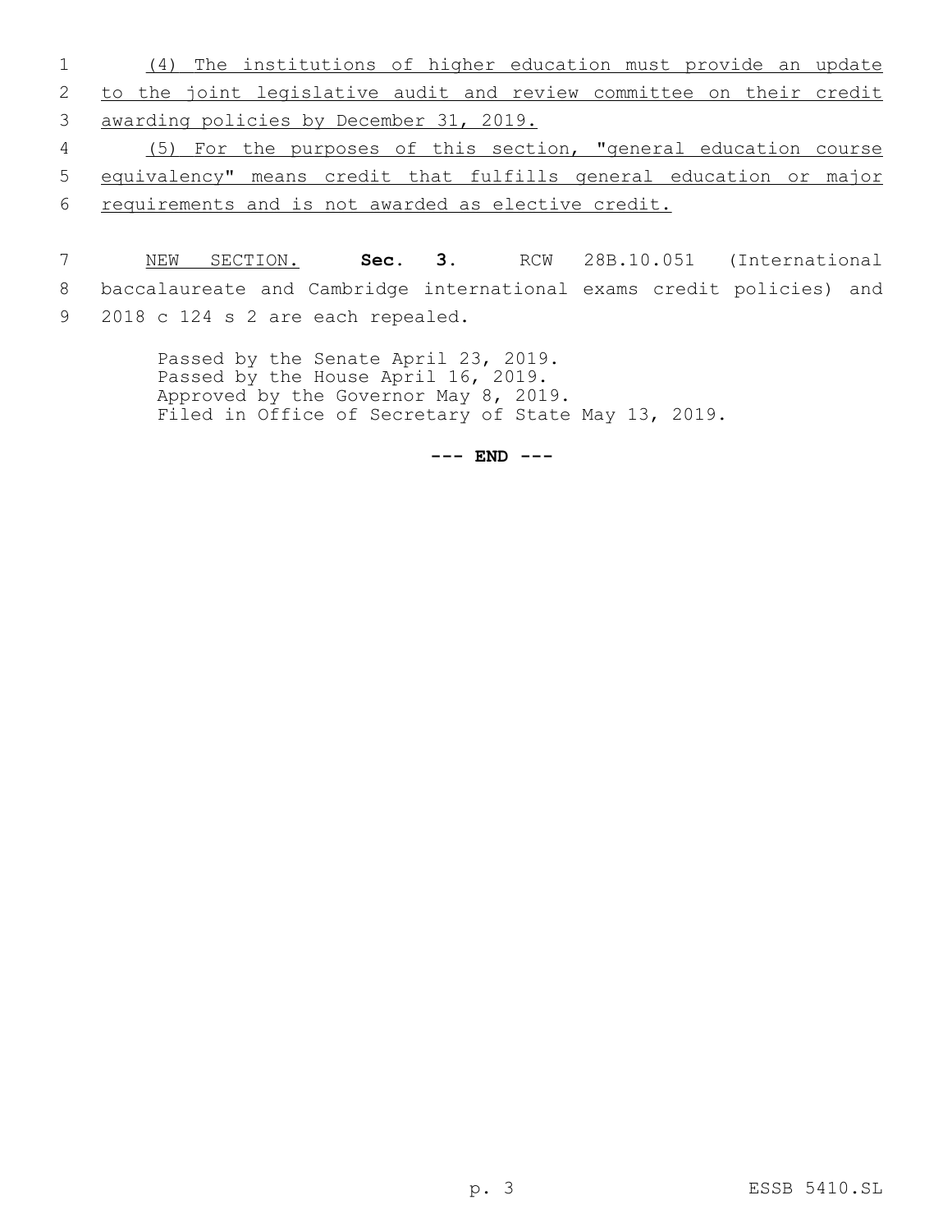(4) The institutions of higher education must provide an update to the joint legislative audit and review committee on their credit awarding policies by December 31, 2019.

(5) For the purposes of this section, "general education course equivalency" means credit that fulfills general education or major requirements and is not awarded as elective credit.

NEW SECTION. **Sec. 3.** RCW 28B.10.051 (International baccalaureate and Cambridge international exams credit policies) and 2018 c 124 s 2 are each repealed.

Passed by the Senate April 23, 2019.
Passed by the House April 16, 2019.
Approved by the Governor May 8, 2019.
Filed in Office of Secretary of State May 13, 2019.

**--- END ---**